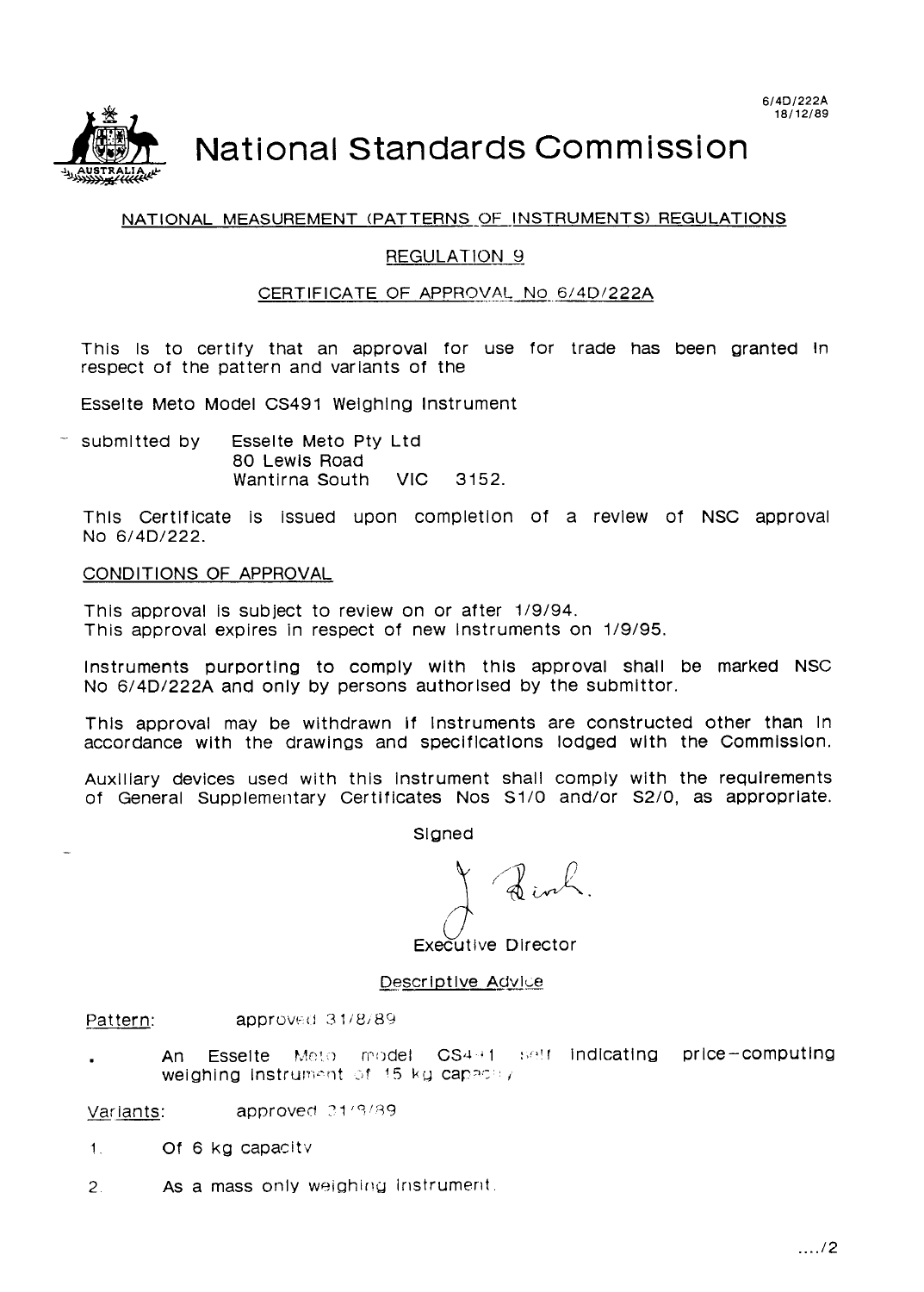6/4D/222A
18/12/89

# National Standards Commission

NATIONAL MEASUREMENT (PATTERNS OF INSTRUMENTS) REGULATIONS

REGULATION 9

CERTIFICATE OF APPROVAL No 6/4D/222A

This is to certify that an approval for use for trade has been granted in respect of the pattern and variants of the

Esselte Meto Model CS491 Weighing Instrument

submitted by Esselte Meto Pty Ltd
80 Lewis Road
Wantirna South VIC 3152.

This Certificate is issued upon completion of a review of NSC approval No 6/4D/222.

CONDITIONS OF APPROVAL

This approval is subject to review on or after 1/9/94.
This approval expires in respect of new instruments on 1/9/95.

Instruments purporting to comply with this approval shall be marked NSC No 6/4D/222A and only by persons authorised by the submittor.

This approval may be withdrawn if instruments are constructed other than in accordance with the drawings and specifications lodged with the Commission.

Auxiliary devices used with this instrument shall comply with the requirements of General Supplementary Certificates Nos S1/0 and/or S2/0, as appropriate.

Signed

Executive Director

Descriptive Advice

Pattern: approved 31/8/89

- An Esselte Meto model CS491 self indicating price-computing weighing instrument of 15 kg capacity.

Variants: approved 31/8/89

1. Of 6 kg capacity

2. As a mass only weighing instrument.

..../2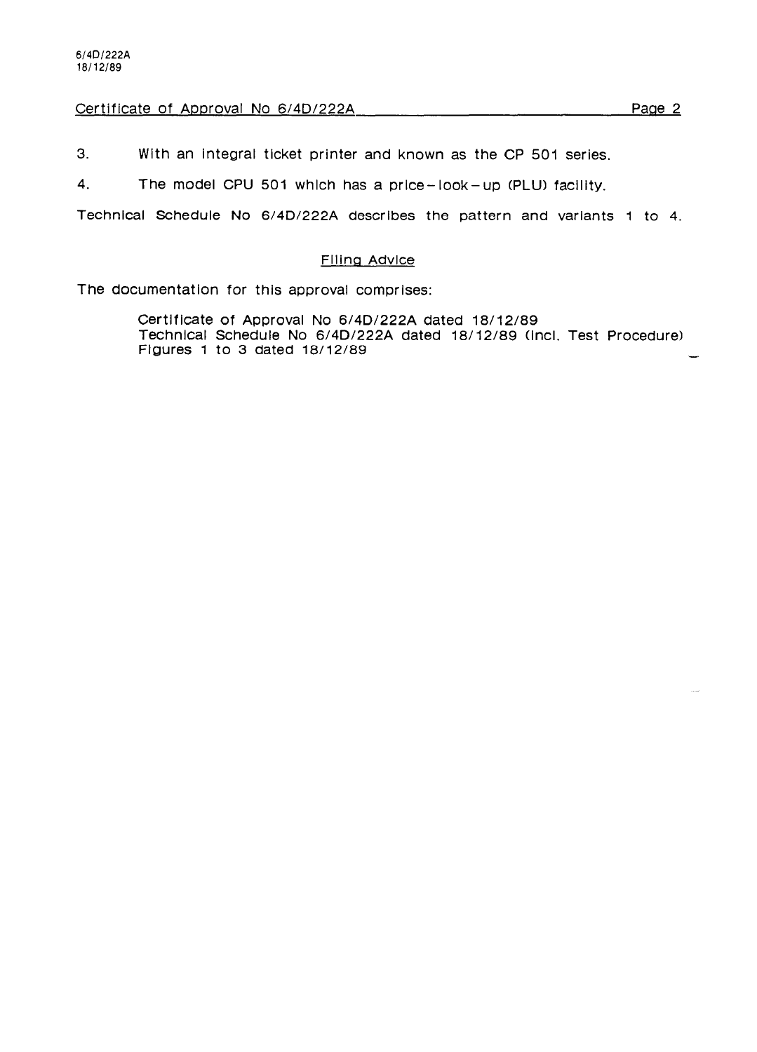3. With an integral ticket printer and known as the CP 501 series.

4. The model CPU 501 which has a price-look-up (PLU) facility.

Technical Schedule No 6/4D/222A describes the pattern and variants 1 to 4.

## Filing Advice

The documentation for this approval comprises:

> Certificate of Approval No 6/4D/222A dated 18/12/89
> Technical Schedule No 6/4D/222A dated 18/12/89 (incl. Test Procedure)
> Figures 1 to 3 dated 18/12/89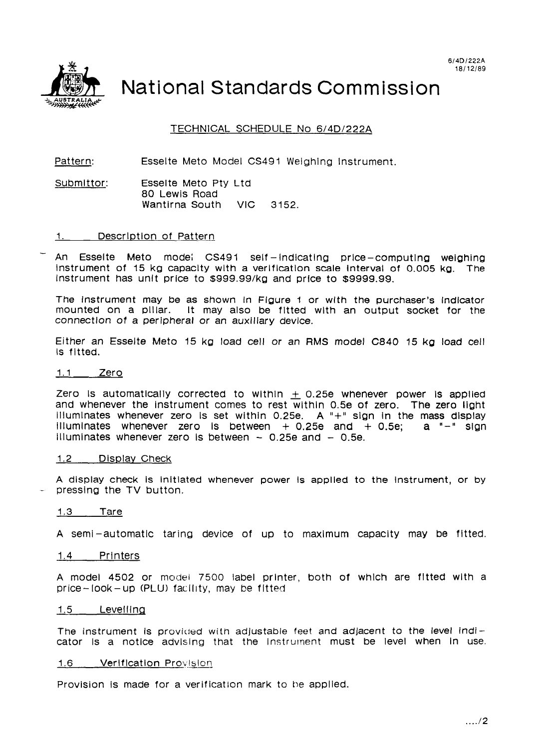6/4D/222A
18/12/89

# National Standards Commission

## TECHNICAL SCHEDULE No 6/4D/222A

Pattern: Esselte Meto Model CS491 Weighing Instrument.

Submittor: Esselte Meto Pty Ltd
80 Lewis Road
Wantirna South VIC 3152.

### 1. Description of Pattern

An Esselte Meto model CS491 self-indicating price-computing weighing instrument of 15 kg capacity with a verification scale interval of 0.005 kg. The instrument has unit price to $999.99/kg and price to $9999.99.

The instrument may be as shown in Figure 1 or with the purchaser's indicator mounted on a pillar. It may also be fitted with an output socket for the connection of a peripheral or an auxiliary device.

Either an Esselte Meto 15 kg load cell or an RMS model C840 15 kg load cell is fitted.

#### 1.1 Zero

Zero is automatically corrected to within $\pm$ 0.25e whenever power is applied and whenever the instrument comes to rest within 0.5e of zero. The zero light illuminates whenever zero is set within 0.25e. A "+" sign in the mass display illuminates whenever zero is between + 0.25e and + 0.5e; a "-" sign illuminates whenever zero is between - 0.25e and - 0.5e.

#### 1.2 Display Check

A display check is initiated whenever power is applied to the instrument, or by pressing the TV button.

#### 1.3 Tare

A semi-automatic taring device of up to maximum capacity may be fitted.

#### 1.4 Printers

A model 4502 or model 7500 label printer, both of which are fitted with a price-look-up (PLU) facility, may be fitted

#### 1.5 Levelling

The instrument is provided with adjustable feet and adjacent to the level indicator is a notice advising that the instrument must be level when in use.

#### 1.6 Verification Provision

Provision is made for a verification mark to be applied.

..../2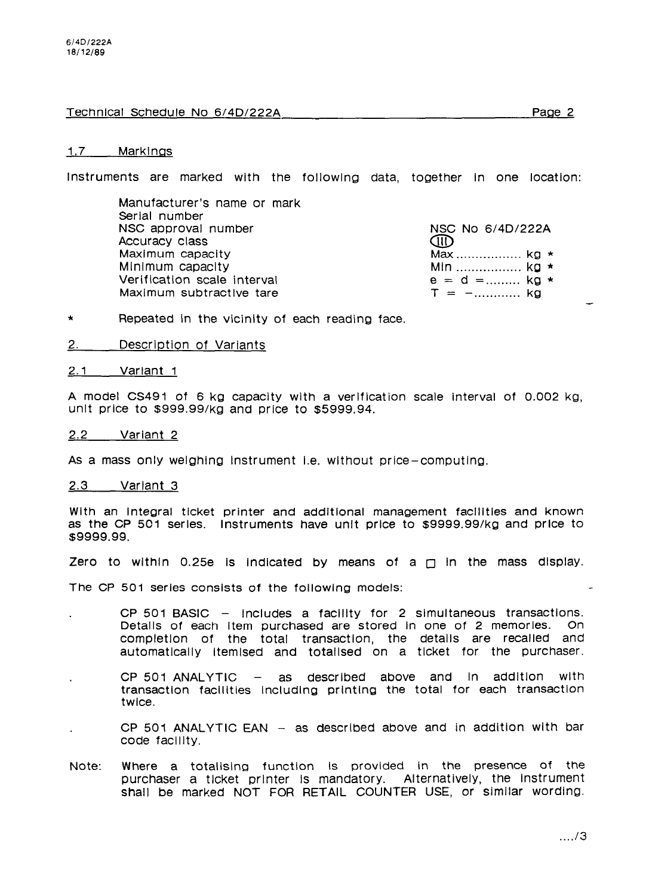### 1.7 Markings

Instruments are marked with the following data, together in one location:

| | |
|---|---|
| Manufacturer's name or mark | |
| Serial number | |
| NSC approval number | NSC No 6/4D/222A |
| Accuracy class | (III) |
| Maximum capacity | Max ................ kg * |
| Minimum capacity | Min ................ kg * |
| Verification scale interval | e = d =........ kg * |
| Maximum subtractive tare | T = −........... kg |

\* Repeated in the vicinity of each reading face.

## 2. Description of Variants

### 2.1 Variant 1

A model CS491 of 6 kg capacity with a verification scale interval of 0.002 kg, unit price to $999.99/kg and price to $5999.94.

### 2.2 Variant 2

As a mass only weighing instrument i.e. without price-computing.

### 2.3 Variant 3

With an integral ticket printer and additional management facilities and known as the CP 501 series. Instruments have unit price to $9999.99/kg and price to $9999.99.

Zero to within 0.25e is indicated by means of a □ in the mass display.

The CP 501 series consists of the following models:

- CP 501 BASIC – includes a facility for 2 simultaneous transactions. Details of each item purchased are stored in one of 2 memories. On completion of the total transaction, the details are recalled and automatically itemised and totalised on a ticket for the purchaser.
- CP 501 ANALYTIC – as described above and in addition with transaction facilities including printing the total for each transaction twice.
- CP 501 ANALYTIC EAN – as described above and in addition with bar code facility.

Note: Where a totalising function is provided in the presence of the purchaser a ticket printer is mandatory. Alternatively, the instrument shall be marked NOT FOR RETAIL COUNTER USE, or similar wording.

..../3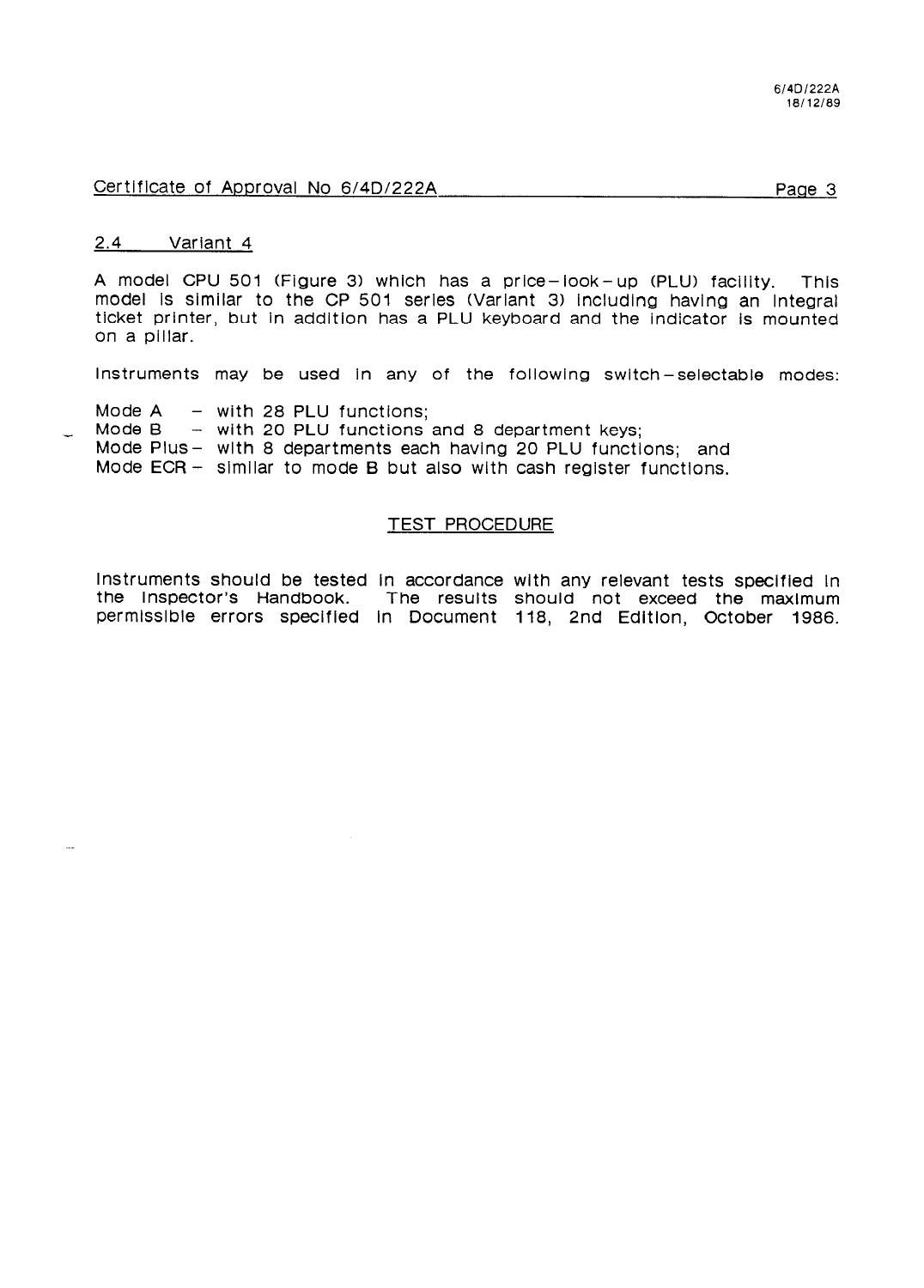Certificate of Approval No 6/4D/222A

## 2.4 Variant 4

A model CPU 501 (Figure 3) which has a price-look-up (PLU) facility. This model is similar to the CP 501 series (Variant 3) including having an integral ticket printer, but in addition has a PLU keyboard and the indicator is mounted on a pillar.

Instruments may be used in any of the following switch-selectable modes:

Mode A – with 28 PLU functions;
Mode B – with 20 PLU functions and 8 department keys;
Mode Plus – with 8 departments each having 20 PLU functions; and
Mode ECR – similar to mode B but also with cash register functions.

## TEST PROCEDURE

Instruments should be tested in accordance with any relevant tests specified in the Inspector's Handbook. The results should not exceed the maximum permissible errors specified in Document 118, 2nd Edition, October 1986.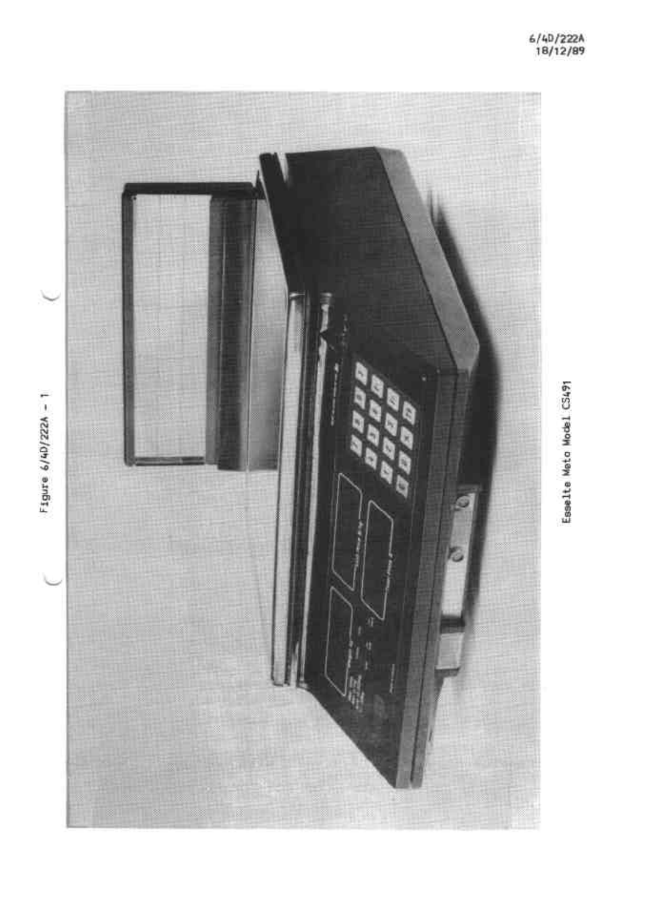6/4D/222A
18/12/89

Figure 6/4D/222A - 1

Esselte Meto Model CS491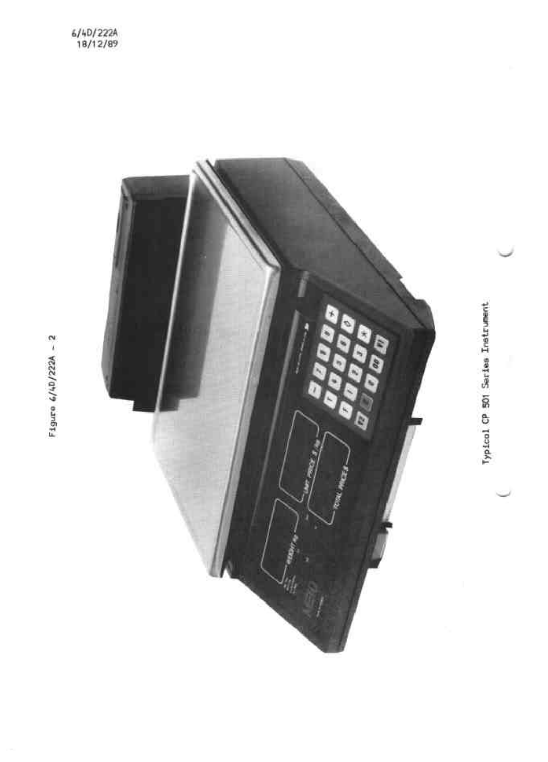6/4D/222A
18/12/89

Figure 6/4D/222A - 2

Typical CP 501 Series Instrument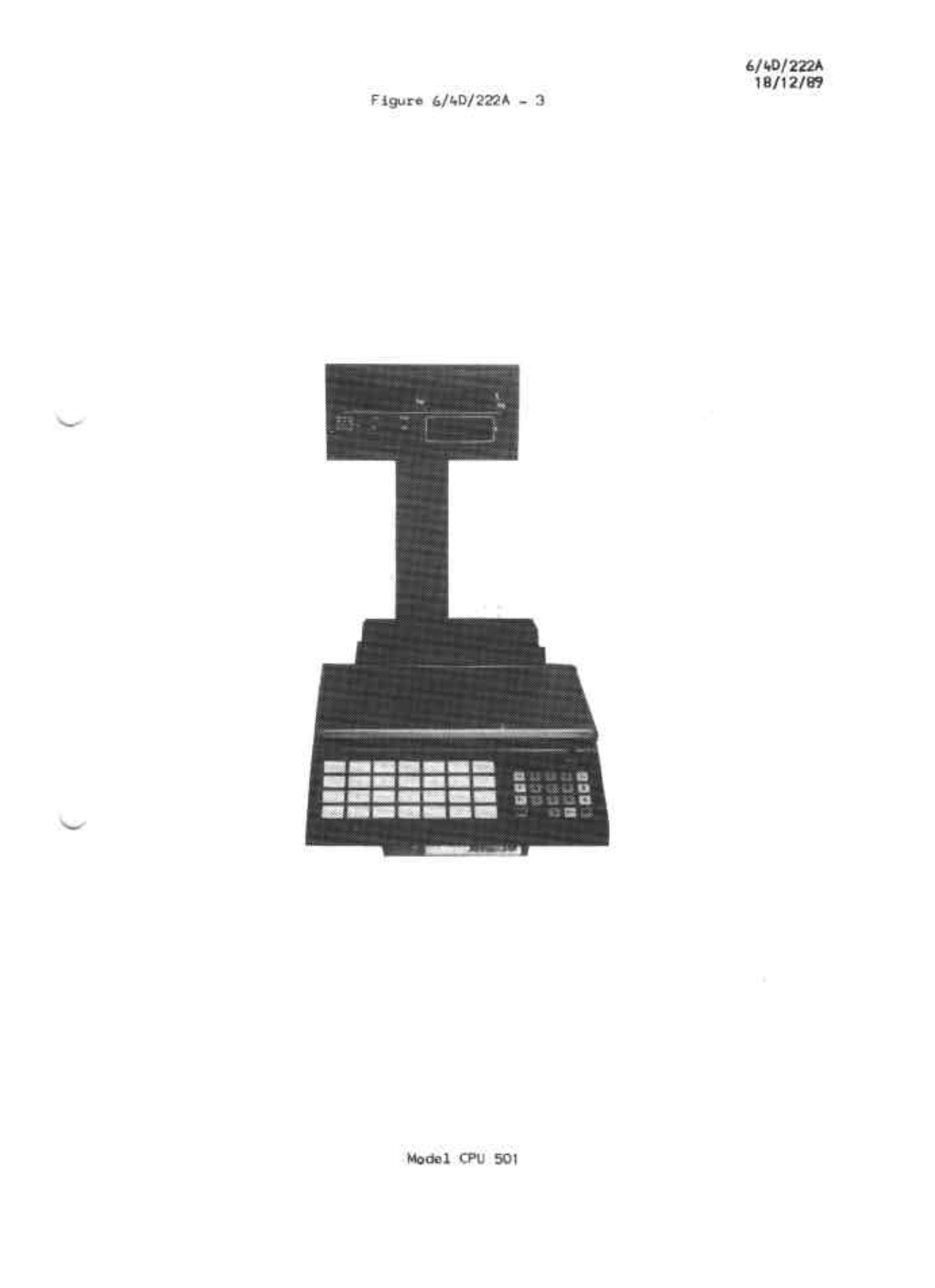Figure 6/4D/222A – 3

Model CPU 501